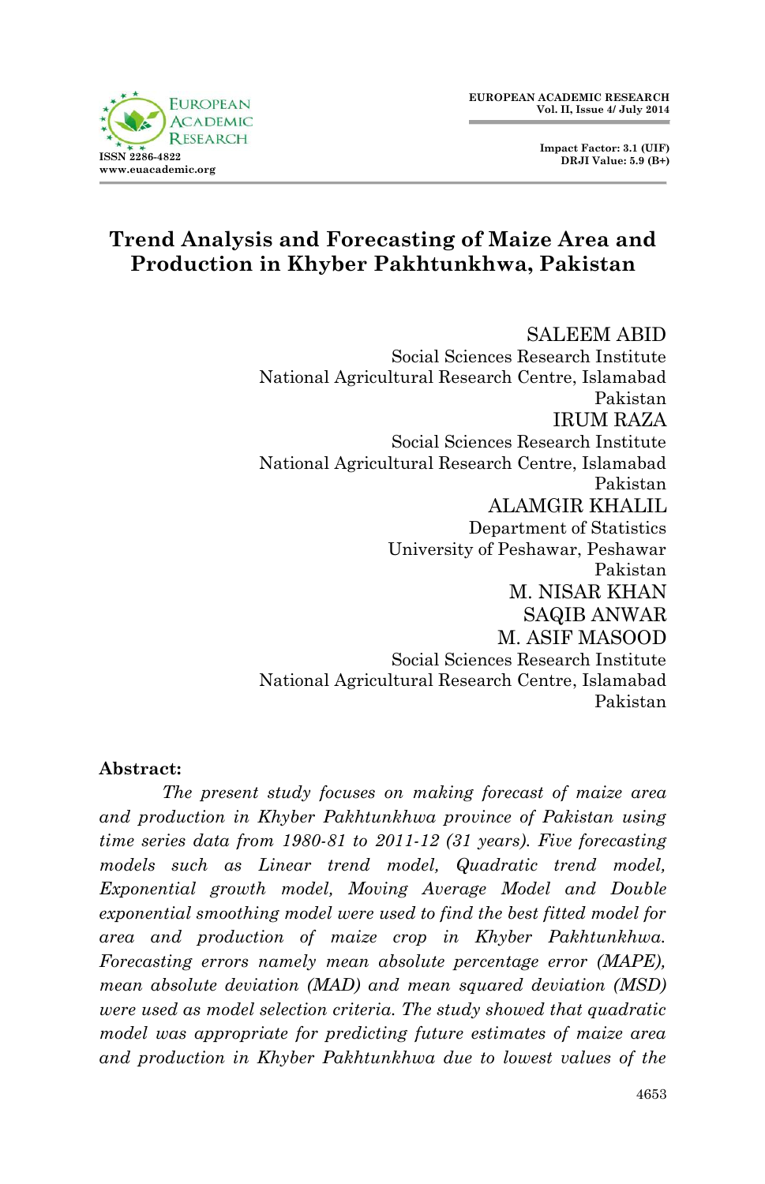# Trend Analysis and Forecasting of Maize Area and Production in Khyber Pakhtunkhwa, Pakistan

SALEEM ABID
Social Sciences Research Institute
National Agricultural Research Centre, Islamabad
Pakistan

IRUM RAZA
Social Sciences Research Institute
National Agricultural Research Centre, Islamabad
Pakistan

ALAMGIR KHALIL
Department of Statistics
University of Peshawar, Peshawar
Pakistan

M. NISAR KHAN
SAQIB ANWAR
M. ASIF MASOOD
Social Sciences Research Institute
National Agricultural Research Centre, Islamabad
Pakistan

**Abstract:**

*The present study focuses on making forecast of maize area and production in Khyber Pakhtunkhwa province of Pakistan using time series data from 1980-81 to 2011-12 (31 years). Five forecasting models such as Linear trend model, Quadratic trend model, Exponential growth model, Moving Average Model and Double exponential smoothing model were used to find the best fitted model for area and production of maize crop in Khyber Pakhtunkhwa. Forecasting errors namely mean absolute percentage error (MAPE), mean absolute deviation (MAD) and mean squared deviation (MSD) were used as model selection criteria. The study showed that quadratic model was appropriate for predicting future estimates of maize area and production in Khyber Pakhtunkhwa due to lowest values of the*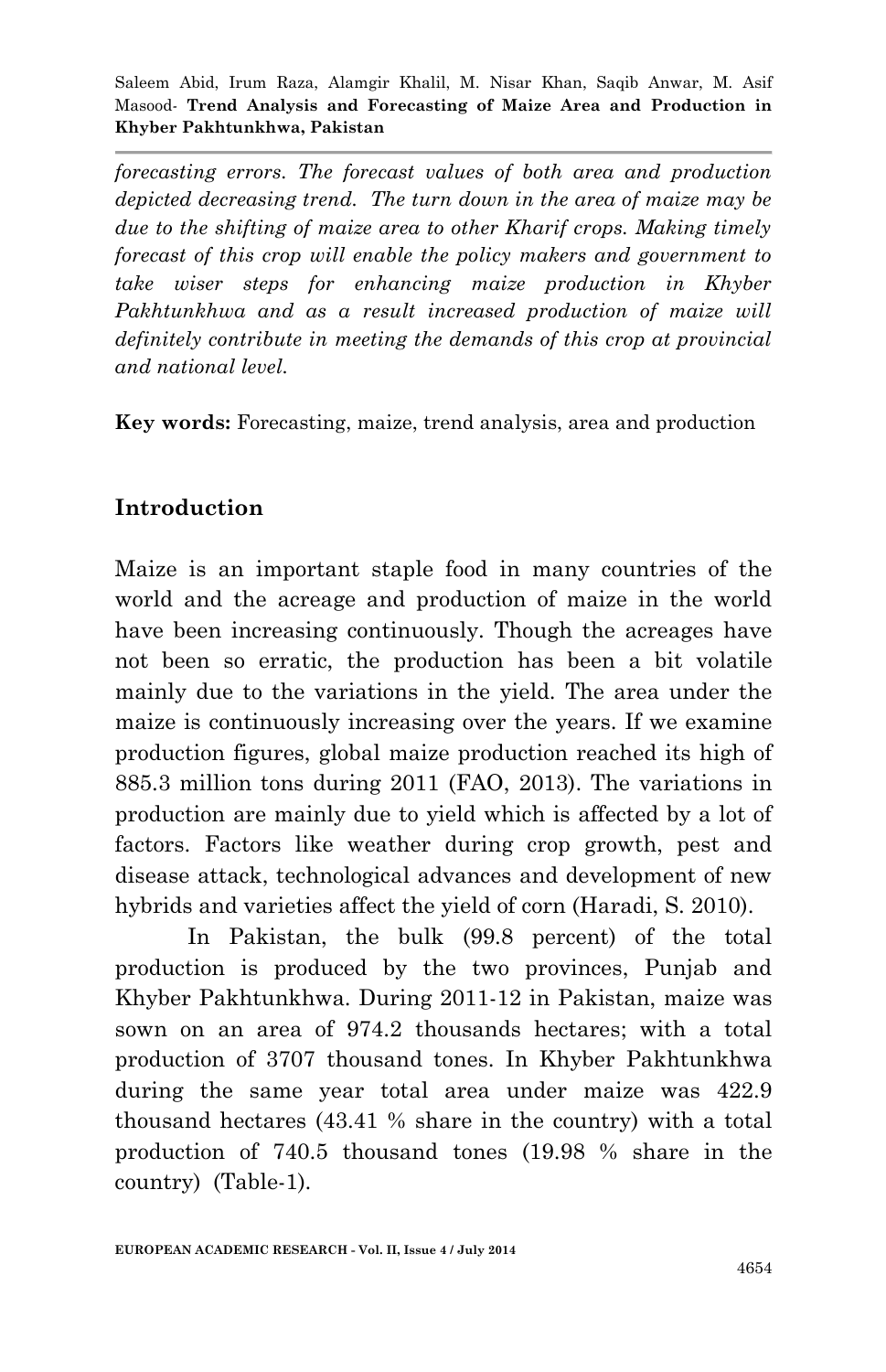*forecasting errors. The forecast values of both area and production depicted decreasing trend. The turn down in the area of maize may be due to the shifting of maize area to other Kharif crops. Making timely forecast of this crop will enable the policy makers and government to take wiser steps for enhancing maize production in Khyber Pakhtunkhwa and as a result increased production of maize will definitely contribute in meeting the demands of this crop at provincial and national level.*

**Key words:** Forecasting, maize, trend analysis, area and production

## Introduction

Maize is an important staple food in many countries of the world and the acreage and production of maize in the world have been increasing continuously. Though the acreages have not been so erratic, the production has been a bit volatile mainly due to the variations in the yield. The area under the maize is continuously increasing over the years. If we examine production figures, global maize production reached its high of 885.3 million tons during 2011 (FAO, 2013). The variations in production are mainly due to yield which is affected by a lot of factors. Factors like weather during crop growth, pest and disease attack, technological advances and development of new hybrids and varieties affect the yield of corn (Haradi, S. 2010).

In Pakistan, the bulk (99.8 percent) of the total production is produced by the two provinces, Punjab and Khyber Pakhtunkhwa. During 2011-12 in Pakistan, maize was sown on an area of 974.2 thousands hectares; with a total production of 3707 thousand tones. In Khyber Pakhtunkhwa during the same year total area under maize was 422.9 thousand hectares (43.41 % share in the country) with a total production of 740.5 thousand tones (19.98 % share in the country) (Table-1).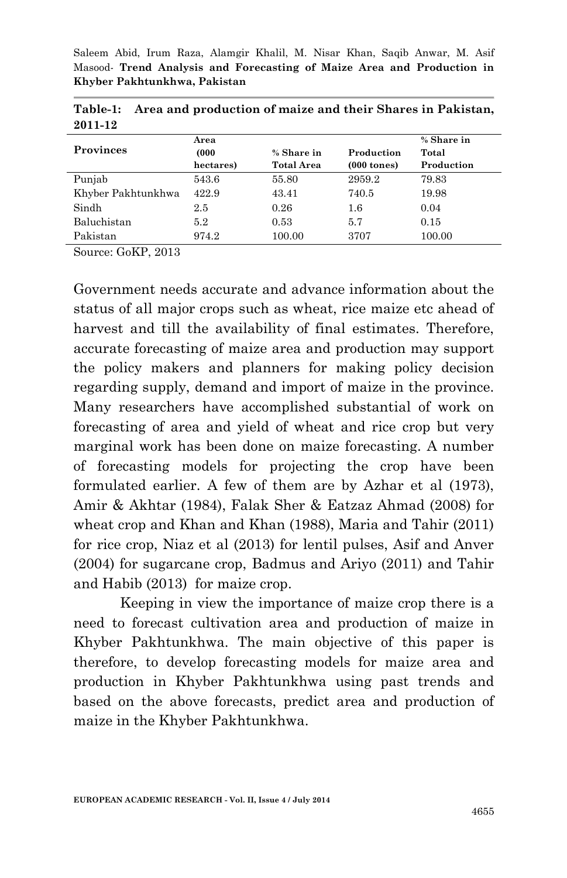**Table-1: Area and production of maize and their Shares in Pakistan, 2011-12**

| Provinces | Area (000 hectares) | % Share in Total Area | Production (000 tones) | % Share in Total Production |
|---|---|---|---|---|
| Punjab | 543.6 | 55.80 | 2959.2 | 79.83 |
| Khyber Pakhtunkhwa | 422.9 | 43.41 | 740.5 | 19.98 |
| Sindh | 2.5 | 0.26 | 1.6 | 0.04 |
| Baluchistan | 5.2 | 0.53 | 5.7 | 0.15 |
| Pakistan | 974.2 | 100.00 | 3707 | 100.00 |

Source: GoKP, 2013

Government needs accurate and advance information about the status of all major crops such as wheat, rice maize etc ahead of harvest and till the availability of final estimates. Therefore, accurate forecasting of maize area and production may support the policy makers and planners for making policy decision regarding supply, demand and import of maize in the province. Many researchers have accomplished substantial of work on forecasting of area and yield of wheat and rice crop but very marginal work has been done on maize forecasting. A number of forecasting models for projecting the crop have been formulated earlier. A few of them are by Azhar et al (1973), Amir & Akhtar (1984), Falak Sher & Eatzaz Ahmad (2008) for wheat crop and Khan and Khan (1988), Maria and Tahir (2011) for rice crop, Niaz et al (2013) for lentil pulses, Asif and Anver (2004) for sugarcane crop, Badmus and Ariyo (2011) and Tahir and Habib (2013) for maize crop.

Keeping in view the importance of maize crop there is a need to forecast cultivation area and production of maize in Khyber Pakhtunkhwa. The main objective of this paper is therefore, to develop forecasting models for maize area and production in Khyber Pakhtunkhwa using past trends and based on the above forecasts, predict area and production of maize in the Khyber Pakhtunkhwa.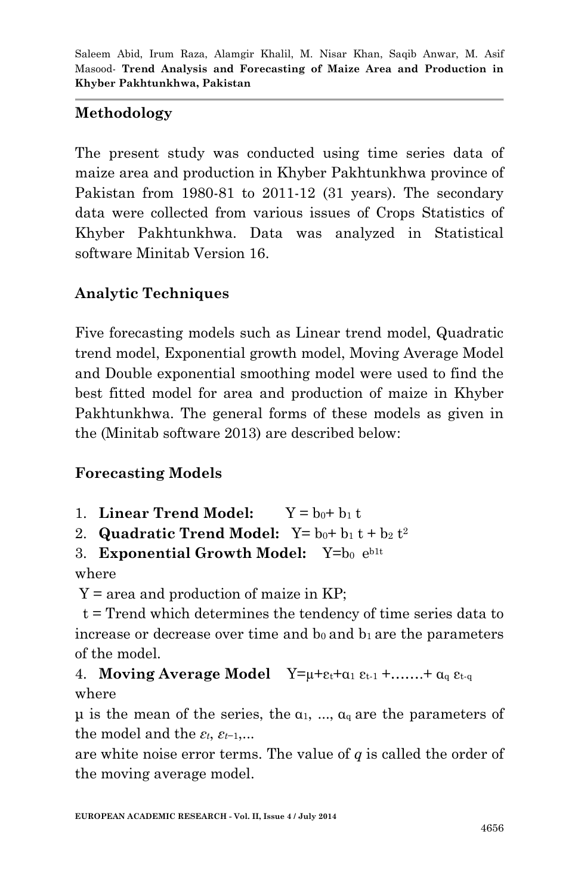## Methodology

The present study was conducted using time series data of maize area and production in Khyber Pakhtunkhwa province of Pakistan from 1980-81 to 2011-12 (31 years). The secondary data were collected from various issues of Crops Statistics of Khyber Pakhtunkhwa. Data was analyzed in Statistical software Minitab Version 16.

## Analytic Techniques

Five forecasting models such as Linear trend model, Quadratic trend model, Exponential growth model, Moving Average Model and Double exponential smoothing model were used to find the best fitted model for area and production of maize in Khyber Pakhtunkhwa. The general forms of these models as given in the (Minitab software 2013) are described below:

## Forecasting Models

1. **Linear Trend Model:** $Y = b_0 + b_1 t$
2. **Quadratic Trend Model:** $Y = b_0 + b_1 t + b_2 t^2$
3. **Exponential Growth Model:** $Y = b_0 \; e^{b_1 t}$

where

$Y$ = area and production of maize in KP;

$t$ = Trend which determines the tendency of time series data to increase or decrease over time and $b_0$ and $b_1$ are the parameters of the model.

4. **Moving Average Model** $Y = \mu + \varepsilon_t + \alpha_1 \varepsilon_{t-1} + \ldots\ldots + \alpha_q \varepsilon_{t-q}$

where

$\mu$ is the mean of the series, the $\alpha_1, \ldots, \alpha_q$ are the parameters of the model and the $\varepsilon_t, \varepsilon_{t-1}, \ldots$

are white noise error terms. The value of $q$ is called the order of the moving average model.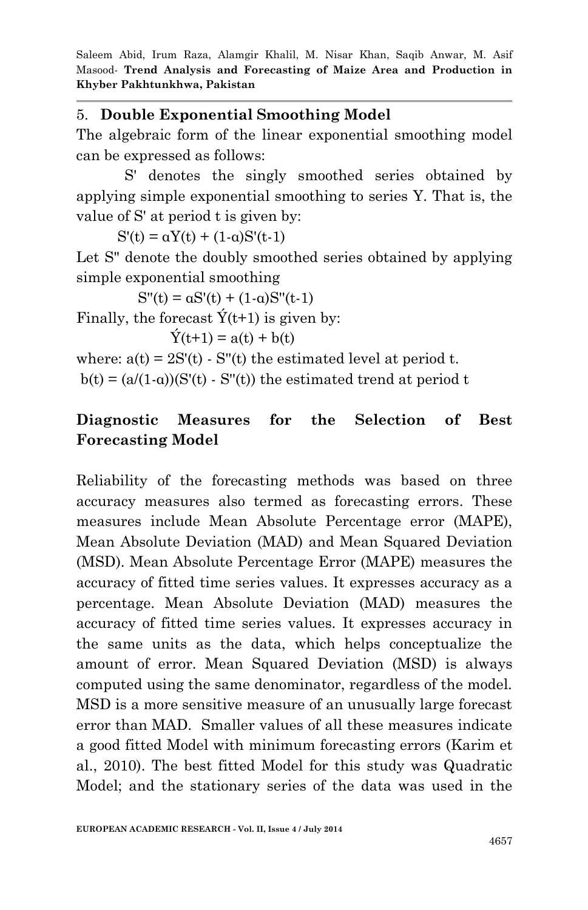## 5. Double Exponential Smoothing Model

The algebraic form of the linear exponential smoothing model can be expressed as follows:

S' denotes the singly smoothed series obtained by applying simple exponential smoothing to series Y. That is, the value of S' at period t is given by:

$$S'(t) = \alpha Y(t) + (1-\alpha)S'(t-1)$$

Let S'' denote the doubly smoothed series obtained by applying simple exponential smoothing

$$S''(t) = \alpha S'(t) + (1-\alpha)S''(t-1)$$

Finally, the forecast $\acute{Y}(t+1)$ is given by:

$$\acute{Y}(t+1) = a(t) + b(t)$$

where: $a(t) = 2S'(t) - S''(t)$ the estimated level at period t.

$b(t) = (a/(1-\alpha))(S'(t) - S''(t))$ the estimated trend at period t

## Diagnostic Measures for the Selection of Best Forecasting Model

Reliability of the forecasting methods was based on three accuracy measures also termed as forecasting errors. These measures include Mean Absolute Percentage error (MAPE), Mean Absolute Deviation (MAD) and Mean Squared Deviation (MSD). Mean Absolute Percentage Error (MAPE) measures the accuracy of fitted time series values. It expresses accuracy as a percentage. Mean Absolute Deviation (MAD) measures the accuracy of fitted time series values. It expresses accuracy in the same units as the data, which helps conceptualize the amount of error. Mean Squared Deviation (MSD) is always computed using the same denominator, regardless of the model. MSD is a more sensitive measure of an unusually large forecast error than MAD. Smaller values of all these measures indicate a good fitted Model with minimum forecasting errors (Karim et al., 2010). The best fitted Model for this study was Quadratic Model; and the stationary series of the data was used in the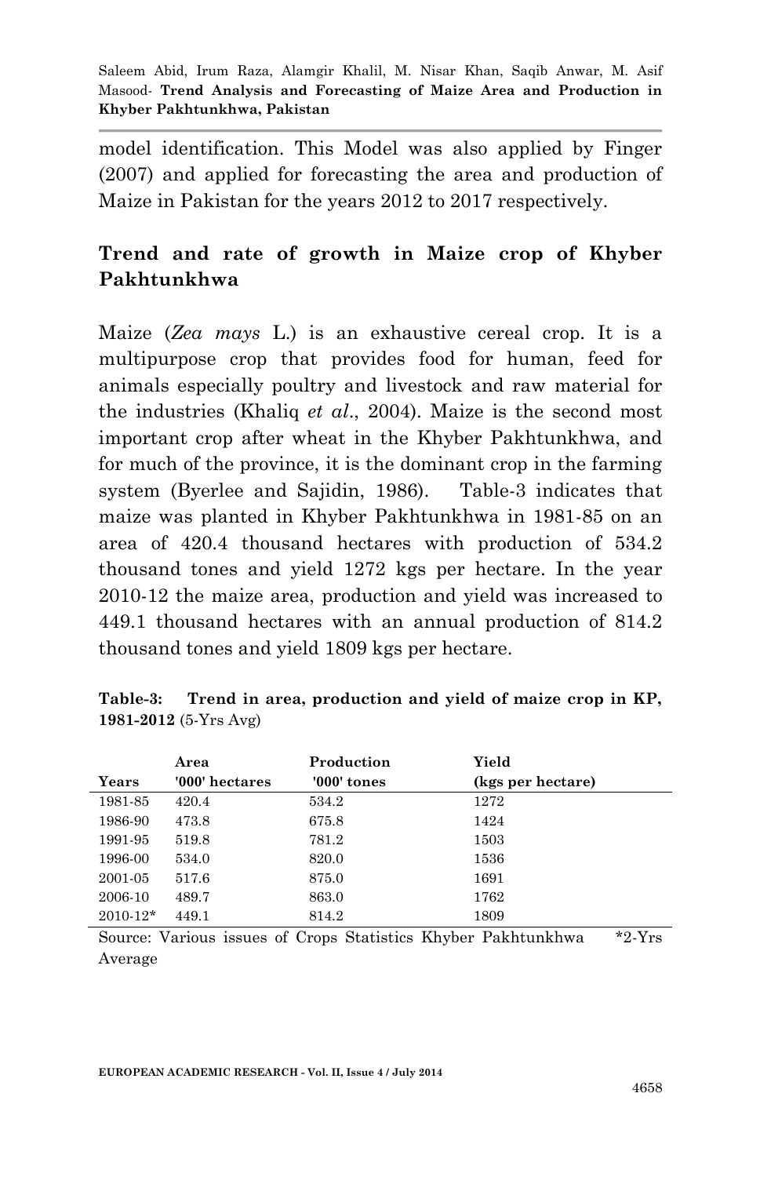model identification. This Model was also applied by Finger (2007) and applied for forecasting the area and production of Maize in Pakistan for the years 2012 to 2017 respectively.

## Trend and rate of growth in Maize crop of Khyber Pakhtunkhwa

Maize (*Zea mays* L.) is an exhaustive cereal crop. It is a multipurpose crop that provides food for human, feed for animals especially poultry and livestock and raw material for the industries (Khaliq *et al*., 2004). Maize is the second most important crop after wheat in the Khyber Pakhtunkhwa, and for much of the province, it is the dominant crop in the farming system (Byerlee and Sajidin, 1986). Table-3 indicates that maize was planted in Khyber Pakhtunkhwa in 1981-85 on an area of 420.4 thousand hectares with production of 534.2 thousand tones and yield 1272 kgs per hectare. In the year 2010-12 the maize area, production and yield was increased to 449.1 thousand hectares with an annual production of 814.2 thousand tones and yield 1809 kgs per hectare.

**Table-3: Trend in area, production and yield of maize crop in KP, 1981-2012** (5-Yrs Avg)

| Years | Area '000' hectares | Production '000' tones | Yield (kgs per hectare) |
|---|---|---|---|
| 1981-85 | 420.4 | 534.2 | 1272 |
| 1986-90 | 473.8 | 675.8 | 1424 |
| 1991-95 | 519.8 | 781.2 | 1503 |
| 1996-00 | 534.0 | 820.0 | 1536 |
| 2001-05 | 517.6 | 875.0 | 1691 |
| 2006-10 | 489.7 | 863.0 | 1762 |
| 2010-12* | 449.1 | 814.2 | 1809 |

Source: Various issues of Crops Statistics Khyber Pakhtunkhwa *2-Yrs Average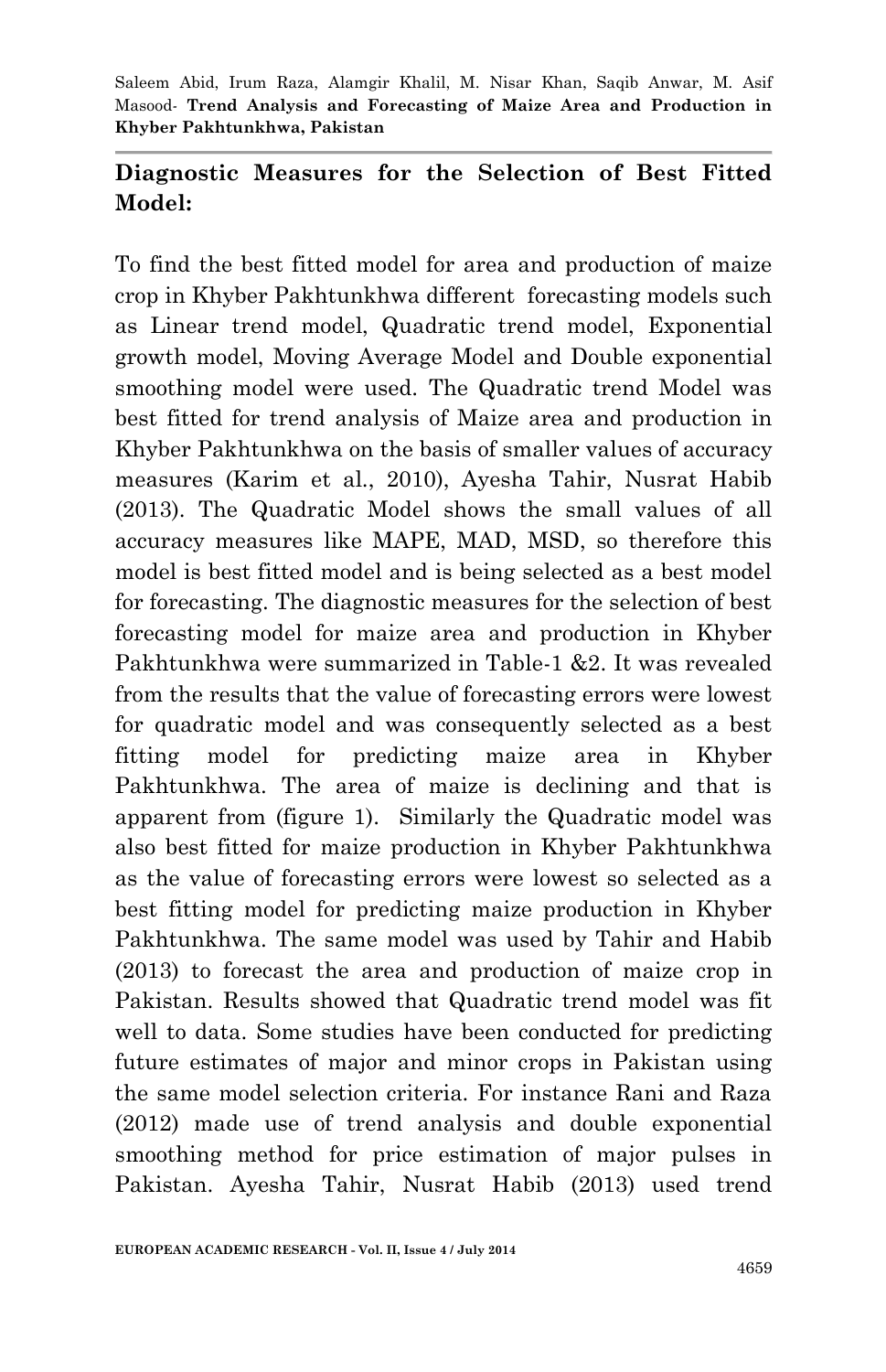## Diagnostic Measures for the Selection of Best Fitted Model:

To find the best fitted model for area and production of maize crop in Khyber Pakhtunkhwa different forecasting models such as Linear trend model, Quadratic trend model, Exponential growth model, Moving Average Model and Double exponential smoothing model were used. The Quadratic trend Model was best fitted for trend analysis of Maize area and production in Khyber Pakhtunkhwa on the basis of smaller values of accuracy measures (Karim et al., 2010), Ayesha Tahir, Nusrat Habib (2013). The Quadratic Model shows the small values of all accuracy measures like MAPE, MAD, MSD, so therefore this model is best fitted model and is being selected as a best model for forecasting. The diagnostic measures for the selection of best forecasting model for maize area and production in Khyber Pakhtunkhwa were summarized in Table-1 &2. It was revealed from the results that the value of forecasting errors were lowest for quadratic model and was consequently selected as a best fitting model for predicting maize area in Khyber Pakhtunkhwa. The area of maize is declining and that is apparent from (figure 1). Similarly the Quadratic model was also best fitted for maize production in Khyber Pakhtunkhwa as the value of forecasting errors were lowest so selected as a best fitting model for predicting maize production in Khyber Pakhtunkhwa. The same model was used by Tahir and Habib (2013) to forecast the area and production of maize crop in Pakistan. Results showed that Quadratic trend model was fit well to data. Some studies have been conducted for predicting future estimates of major and minor crops in Pakistan using the same model selection criteria. For instance Rani and Raza (2012) made use of trend analysis and double exponential smoothing method for price estimation of major pulses in Pakistan. Ayesha Tahir, Nusrat Habib (2013) used trend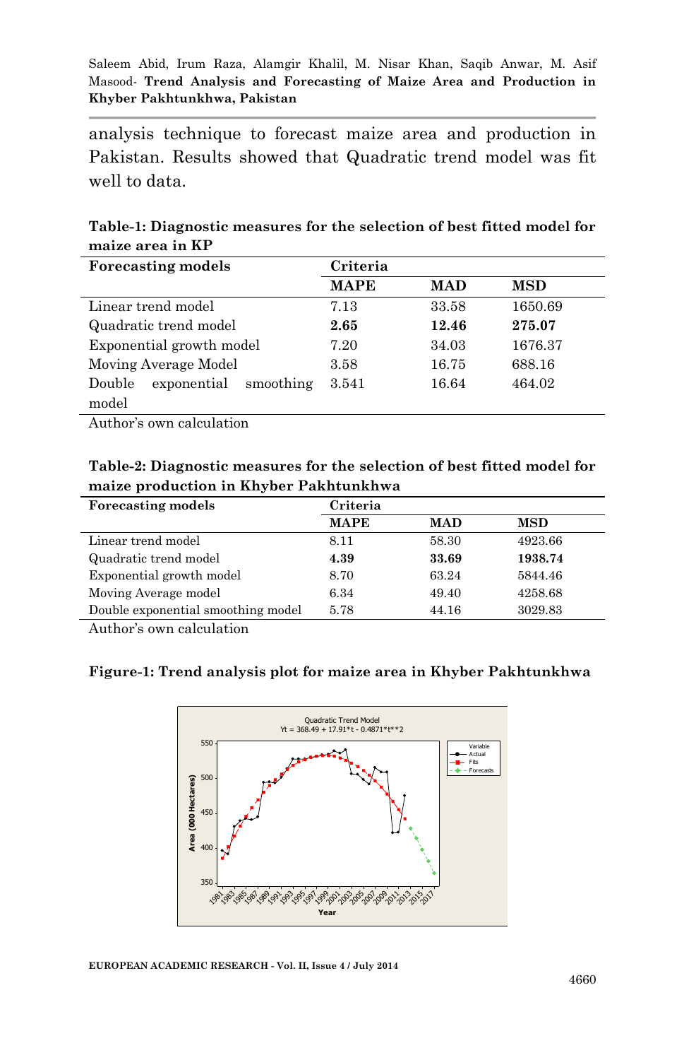analysis technique to forecast maize area and production in Pakistan. Results showed that Quadratic trend model was fit well to data.

**Table-1: Diagnostic measures for the selection of best fitted model for maize area in KP**

| Forecasting models | Criteria | | |
|---|---|---|---|
| | **MAPE** | **MAD** | **MSD** |
| Linear trend model | 7.13 | 33.58 | 1650.69 |
| Quadratic trend model | **2.65** | **12.46** | **275.07** |
| Exponential growth model | 7.20 | 34.03 | 1676.37 |
| Moving Average Model | 3.58 | 16.75 | 688.16 |
| Double exponential smoothing model | 3.541 | 16.64 | 464.02 |

Author's own calculation

**Table-2: Diagnostic measures for the selection of best fitted model for maize production in Khyber Pakhtunkhwa**

| Forecasting models | Criteria | | |
|---|---|---|---|
| | **MAPE** | **MAD** | **MSD** |
| Linear trend model | 8.11 | 58.30 | 4923.66 |
| Quadratic trend model | **4.39** | **33.69** | **1938.74** |
| Exponential growth model | 8.70 | 63.24 | 5844.46 |
| Moving Average model | 6.34 | 49.40 | 4258.68 |
| Double exponential smoothing model | 5.78 | 44.16 | 3029.83 |

Author's own calculation

**Figure-1: Trend analysis plot for maize area in Khyber Pakhtunkhwa**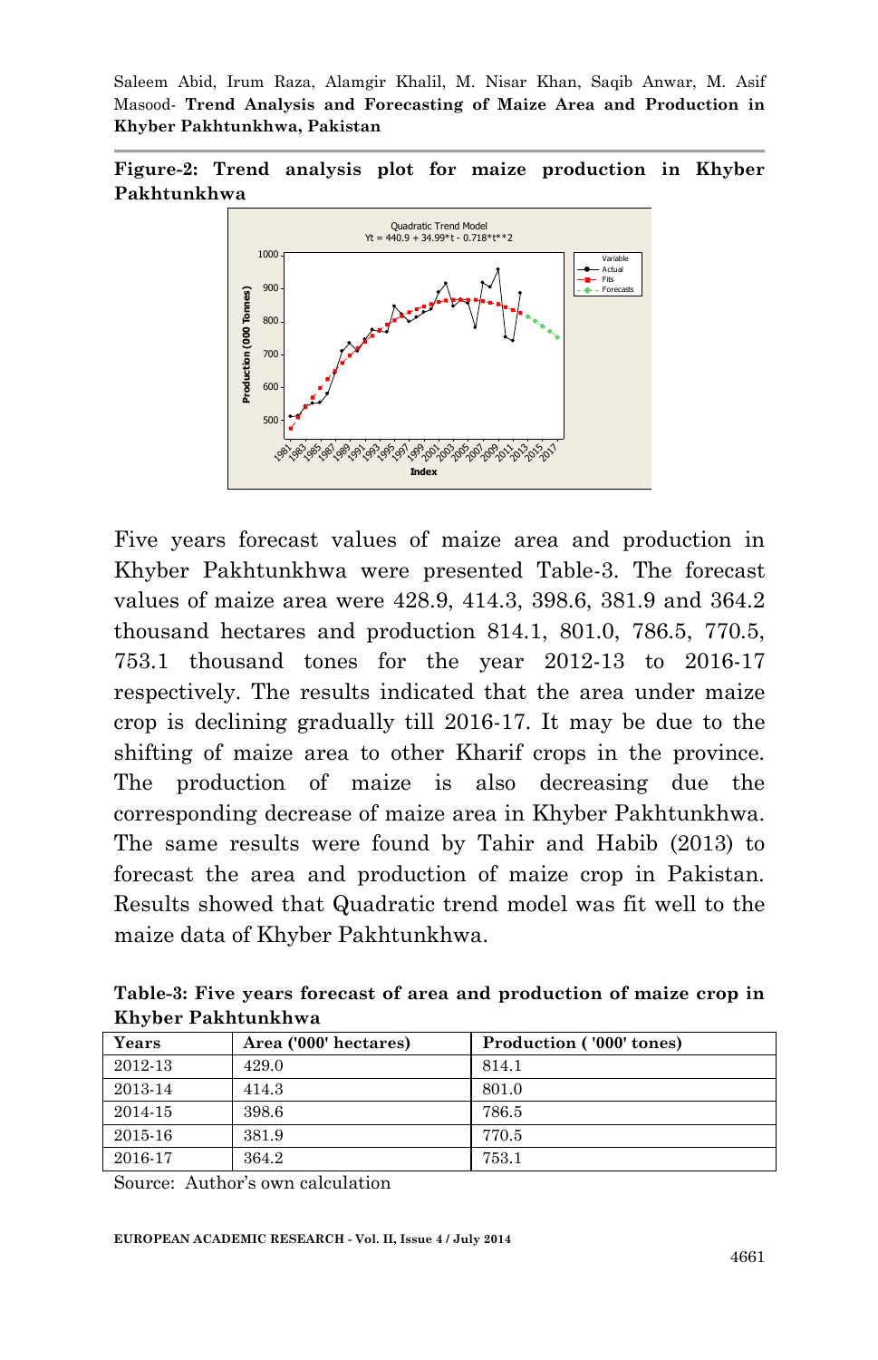**Figure-2: Trend analysis plot for maize production in Khyber Pakhtunkhwa**

Five years forecast values of maize area and production in Khyber Pakhtunkhwa were presented Table-3. The forecast values of maize area were 428.9, 414.3, 398.6, 381.9 and 364.2 thousand hectares and production 814.1, 801.0, 786.5, 770.5, 753.1 thousand tones for the year 2012-13 to 2016-17 respectively. The results indicated that the area under maize crop is declining gradually till 2016-17. It may be due to the shifting of maize area to other Kharif crops in the province. The production of maize is also decreasing due the corresponding decrease of maize area in Khyber Pakhtunkhwa. The same results were found by Tahir and Habib (2013) to forecast the area and production of maize crop in Pakistan. Results showed that Quadratic trend model was fit well to the maize data of Khyber Pakhtunkhwa.

**Table-3: Five years forecast of area and production of maize crop in Khyber Pakhtunkhwa**

| Years | Area ('000' hectares) | Production ( '000' tones) |
|---|---|---|
| 2012-13 | 429.0 | 814.1 |
| 2013-14 | 414.3 | 801.0 |
| 2014-15 | 398.6 | 786.5 |
| 2015-16 | 381.9 | 770.5 |
| 2016-17 | 364.2 | 753.1 |

Source: Author's own calculation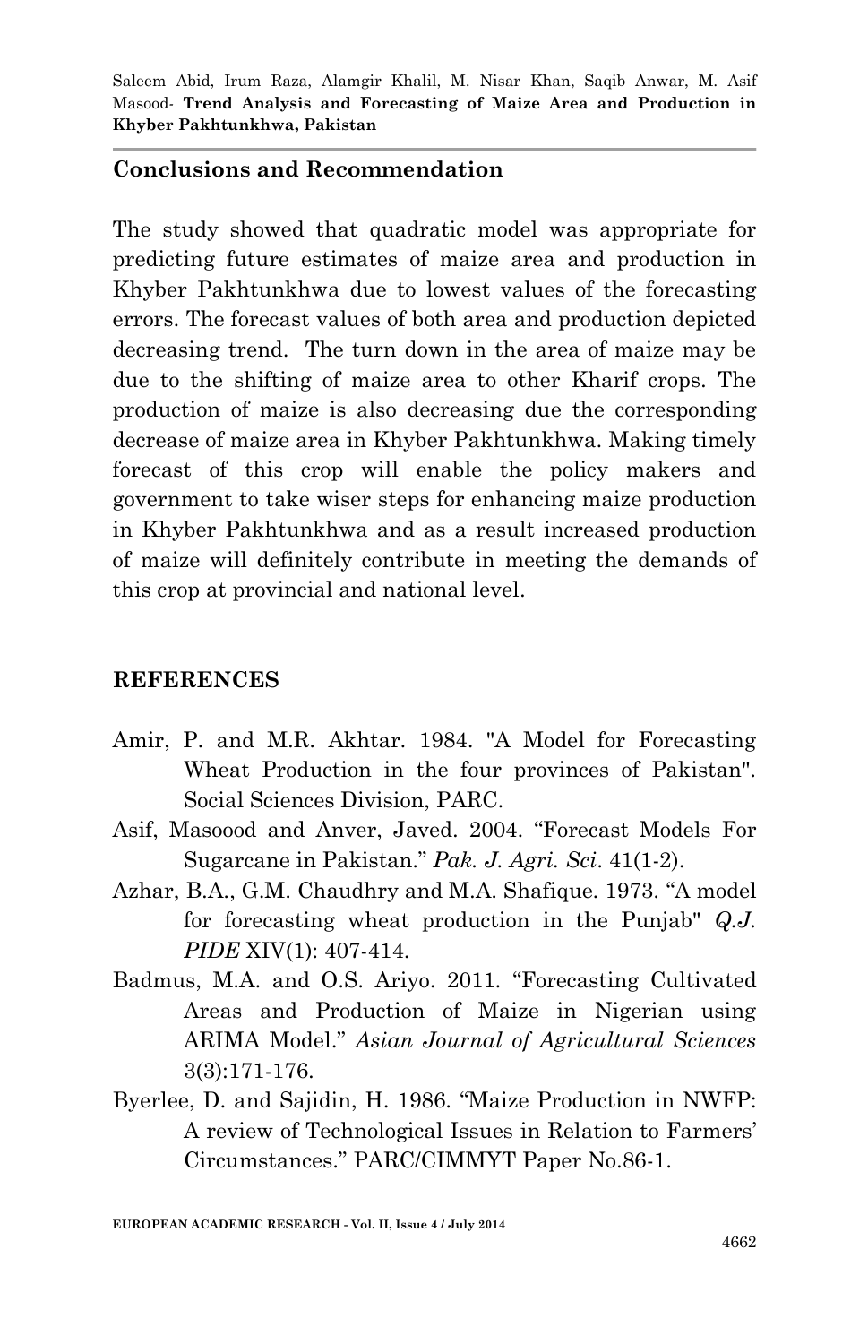## Conclusions and Recommendation

The study showed that quadratic model was appropriate for predicting future estimates of maize area and production in Khyber Pakhtunkhwa due to lowest values of the forecasting errors. The forecast values of both area and production depicted decreasing trend. The turn down in the area of maize may be due to the shifting of maize area to other Kharif crops. The production of maize is also decreasing due the corresponding decrease of maize area in Khyber Pakhtunkhwa. Making timely forecast of this crop will enable the policy makers and government to take wiser steps for enhancing maize production in Khyber Pakhtunkhwa and as a result increased production of maize will definitely contribute in meeting the demands of this crop at provincial and national level.

## REFERENCES

Amir, P. and M.R. Akhtar. 1984. "A Model for Forecasting Wheat Production in the four provinces of Pakistan". Social Sciences Division, PARC.

Asif, Masoood and Anver, Javed. 2004. "Forecast Models For Sugarcane in Pakistan." *Pak. J. Agri. Sci*. 41(1-2).

Azhar, B.A., G.M. Chaudhry and M.A. Shafique. 1973. "A model for forecasting wheat production in the Punjab" *Q.J. PIDE* XIV(1): 407-414.

Badmus, M.A. and O.S. Ariyo. 2011. "Forecasting Cultivated Areas and Production of Maize in Nigerian using ARIMA Model." *Asian Journal of Agricultural Sciences* 3(3):171-176.

Byerlee, D. and Sajidin, H. 1986. "Maize Production in NWFP: A review of Technological Issues in Relation to Farmers' Circumstances." PARC/CIMMYT Paper No.86-1.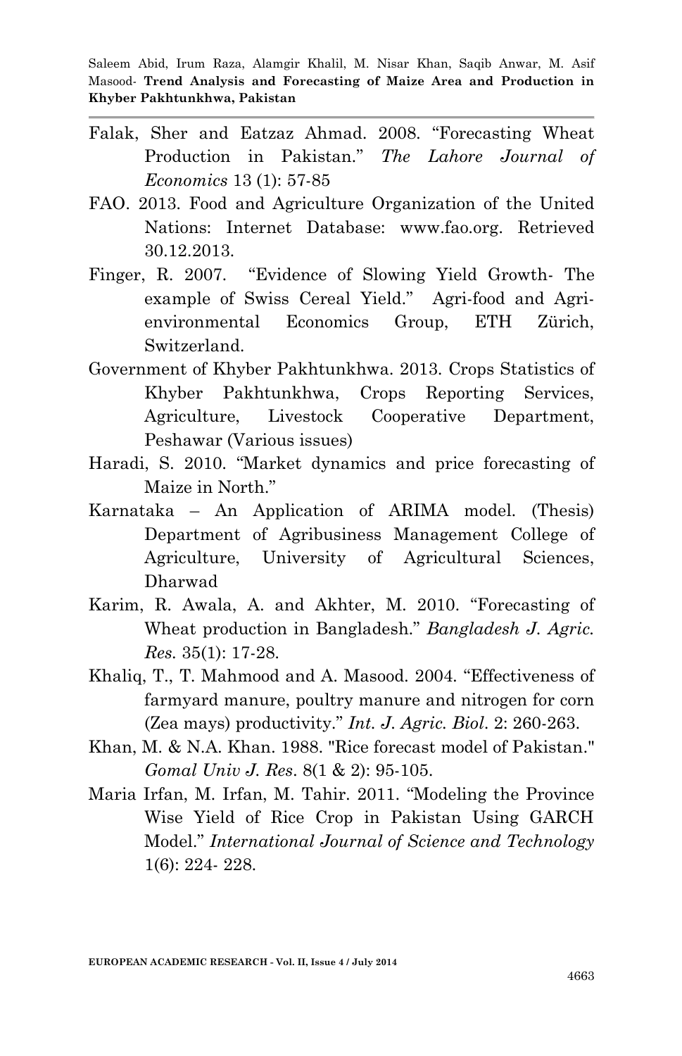Falak, Sher and Eatzaz Ahmad. 2008. "Forecasting Wheat Production in Pakistan." *The Lahore Journal of Economics* 13 (1): 57-85

FAO. 2013. Food and Agriculture Organization of the United Nations: Internet Database: www.fao.org. Retrieved 30.12.2013.

Finger, R. 2007. "Evidence of Slowing Yield Growth- The example of Swiss Cereal Yield." Agri-food and Agri-environmental Economics Group, ETH Zürich, Switzerland.

Government of Khyber Pakhtunkhwa. 2013. Crops Statistics of Khyber Pakhtunkhwa, Crops Reporting Services, Agriculture, Livestock Cooperative Department, Peshawar (Various issues)

Haradi, S. 2010. "Market dynamics and price forecasting of Maize in North."

Karnataka – An Application of ARIMA model. (Thesis) Department of Agribusiness Management College of Agriculture, University of Agricultural Sciences, Dharwad

Karim, R. Awala, A. and Akhter, M. 2010. "Forecasting of Wheat production in Bangladesh." *Bangladesh J. Agric. Res.* 35(1): 17-28.

Khaliq, T., T. Mahmood and A. Masood. 2004. "Effectiveness of farmyard manure, poultry manure and nitrogen for corn (Zea mays) productivity." *Int. J. Agric. Biol.* 2: 260-263.

Khan, M. & N.A. Khan. 1988. "Rice forecast model of Pakistan." *Gomal Univ J. Res.* 8(1 & 2): 95-105.

Maria Irfan, M. Irfan, M. Tahir. 2011. "Modeling the Province Wise Yield of Rice Crop in Pakistan Using GARCH Model." *International Journal of Science and Technology* 1(6): 224- 228.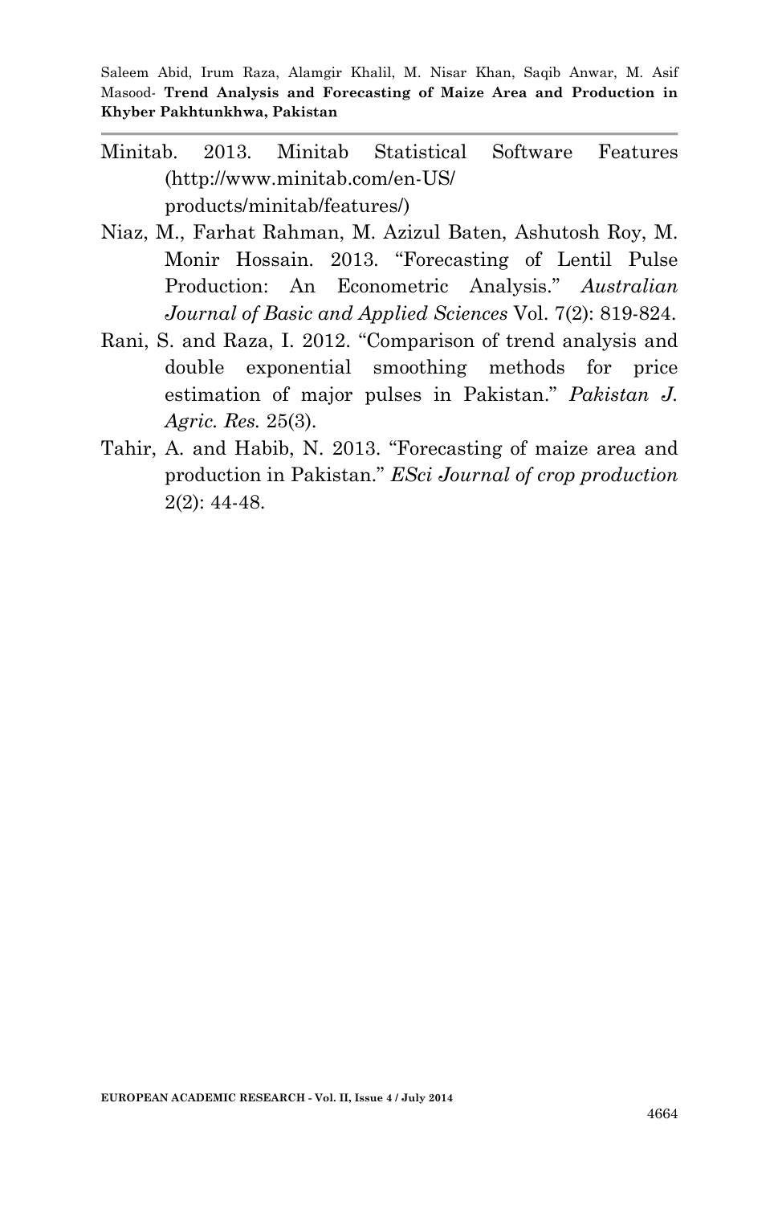Minitab. 2013. Minitab Statistical Software Features (http://www.minitab.com/en-US/products/minitab/features/)

Niaz, M., Farhat Rahman, M. Azizul Baten, Ashutosh Roy, M. Monir Hossain. 2013. "Forecasting of Lentil Pulse Production: An Econometric Analysis." *Australian Journal of Basic and Applied Sciences* Vol. 7(2): 819-824.

Rani, S. and Raza, I. 2012. "Comparison of trend analysis and double exponential smoothing methods for price estimation of major pulses in Pakistan." *Pakistan J. Agric. Res.* 25(3).

Tahir, A. and Habib, N. 2013. "Forecasting of maize area and production in Pakistan." *ESci Journal of crop production* 2(2): 44-48.